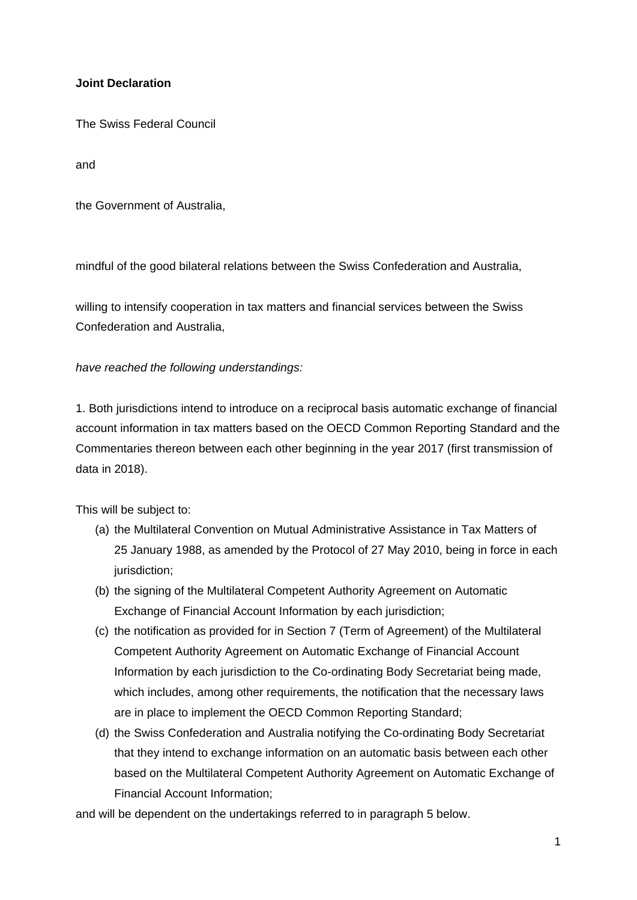**Joint Declaration**

The Swiss Federal Council

and

the Government of Australia,

mindful of the good bilateral relations between the Swiss Confederation and Australia,

willing to intensify cooperation in tax matters and financial services between the Swiss Confederation and Australia,

*have reached the following understandings:*

1. Both jurisdictions intend to introduce on a reciprocal basis automatic exchange of financial account information in tax matters based on the OECD Common Reporting Standard and the Commentaries thereon between each other beginning in the year 2017 (first transmission of data in 2018).

This will be subject to:

(a) the Multilateral Convention on Mutual Administrative Assistance in Tax Matters of 25 January 1988, as amended by the Protocol of 27 May 2010, being in force in each jurisdiction;

(b) the signing of the Multilateral Competent Authority Agreement on Automatic Exchange of Financial Account Information by each jurisdiction;

(c) the notification as provided for in Section 7 (Term of Agreement) of the Multilateral Competent Authority Agreement on Automatic Exchange of Financial Account Information by each jurisdiction to the Co-ordinating Body Secretariat being made, which includes, among other requirements, the notification that the necessary laws are in place to implement the OECD Common Reporting Standard;

(d) the Swiss Confederation and Australia notifying the Co-ordinating Body Secretariat that they intend to exchange information on an automatic basis between each other based on the Multilateral Competent Authority Agreement on Automatic Exchange of Financial Account Information;

and will be dependent on the undertakings referred to in paragraph 5 below.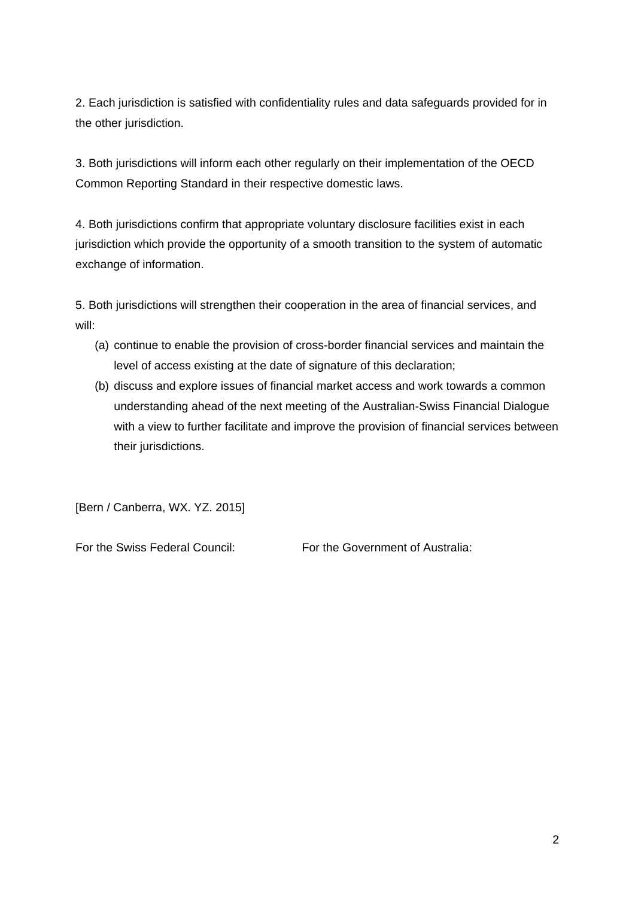2. Each jurisdiction is satisfied with confidentiality rules and data safeguards provided for in the other jurisdiction.

3. Both jurisdictions will inform each other regularly on their implementation of the OECD Common Reporting Standard in their respective domestic laws.

4. Both jurisdictions confirm that appropriate voluntary disclosure facilities exist in each jurisdiction which provide the opportunity of a smooth transition to the system of automatic exchange of information.

5. Both jurisdictions will strengthen their cooperation in the area of financial services, and will:

(a) continue to enable the provision of cross-border financial services and maintain the level of access existing at the date of signature of this declaration;

(b) discuss and explore issues of financial market access and work towards a common understanding ahead of the next meeting of the Australian-Swiss Financial Dialogue with a view to further facilitate and improve the provision of financial services between their jurisdictions.

[Bern / Canberra, WX. YZ. 2015]

For the Swiss Federal Council: For the Government of Australia: